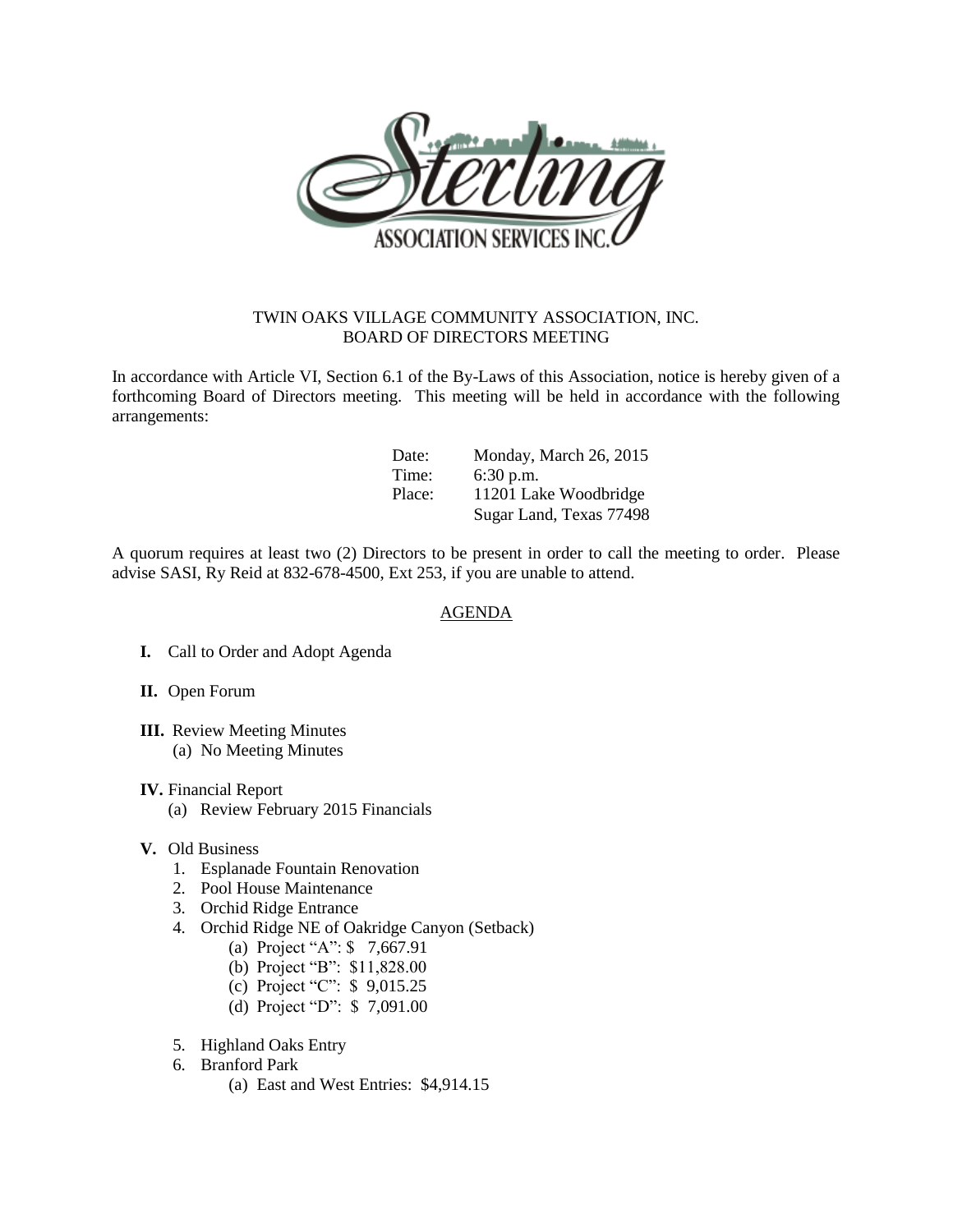TWIN OAKS VILLAGE COMMUNITY ASSOCIATION, INC.
BOARD OF DIRECTORS MEETING

In accordance with Article VI, Section 6.1 of the By-Laws of this Association, notice is hereby given of a forthcoming Board of Directors meeting. This meeting will be held in accordance with the following arrangements:

Date: Monday, March 26, 2015
Time: 6:30 p.m.
Place: 11201 Lake Woodbridge
Sugar Land, Texas 77498

A quorum requires at least two (2) Directors to be present in order to call the meeting to order. Please advise SASI, Ry Reid at 832-678-4500, Ext 253, if you are unable to attend.

AGENDA

**I.** Call to Order and Adopt Agenda

**II.** Open Forum

**III.** Review Meeting Minutes
- (a) No Meeting Minutes

**IV.** Financial Report
- (a) Review February 2015 Financials

**V.** Old Business
1. Esplanade Fountain Renovation
2. Pool House Maintenance
3. Orchid Ridge Entrance
4. Orchid Ridge NE of Oakridge Canyon (Setback)
   - (a) Project "A": $ 7,667.91
   - (b) Project "B": $11,828.00
   - (c) Project "C": $ 9,015.25
   - (d) Project "D": $ 7,091.00
5. Highland Oaks Entry
6. Branford Park
   - (a) East and West Entries: $4,914.15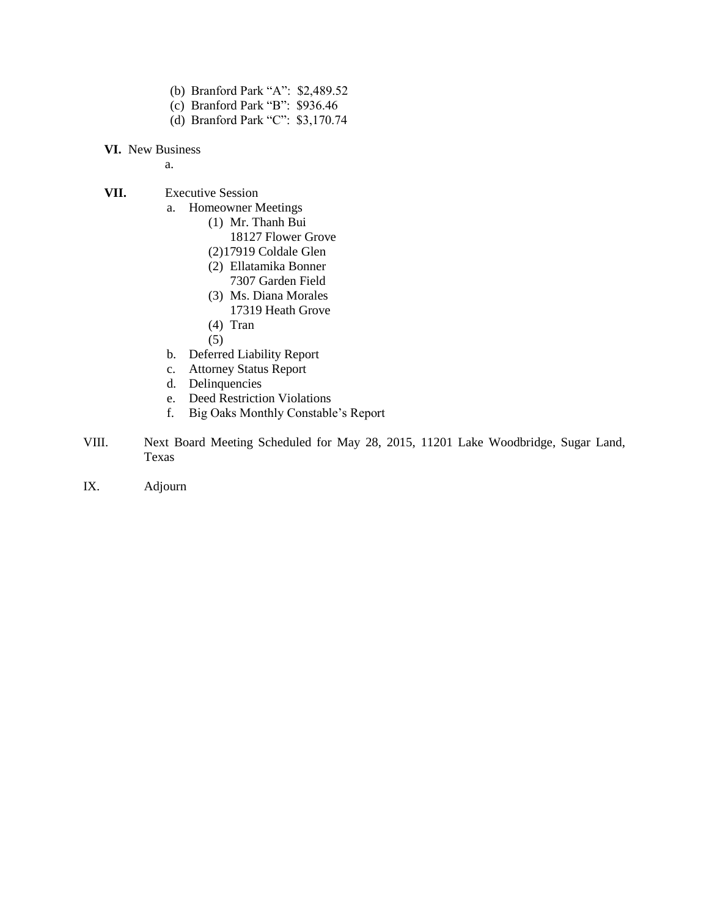(b) Branford Park "A": $2,489.52
(c) Branford Park "B": $936.46
(d) Branford Park "C": $3,170.74

**VI.** New Business

a.

**VII.** Executive Session

a. Homeowner Meetings
   (1) Mr. Thanh Bui
       18127 Flower Grove
   (2)17919 Coldale Glen
   (2) Ellatamika Bonner
       7307 Garden Field
   (3) Ms. Diana Morales
       17319 Heath Grove
   (4) Tran
   (5)

b. Deferred Liability Report

c. Attorney Status Report

d. Delinquencies

e. Deed Restriction Violations

f. Big Oaks Monthly Constable's Report

VIII. Next Board Meeting Scheduled for May 28, 2015, 11201 Lake Woodbridge, Sugar Land, Texas

IX. Adjourn